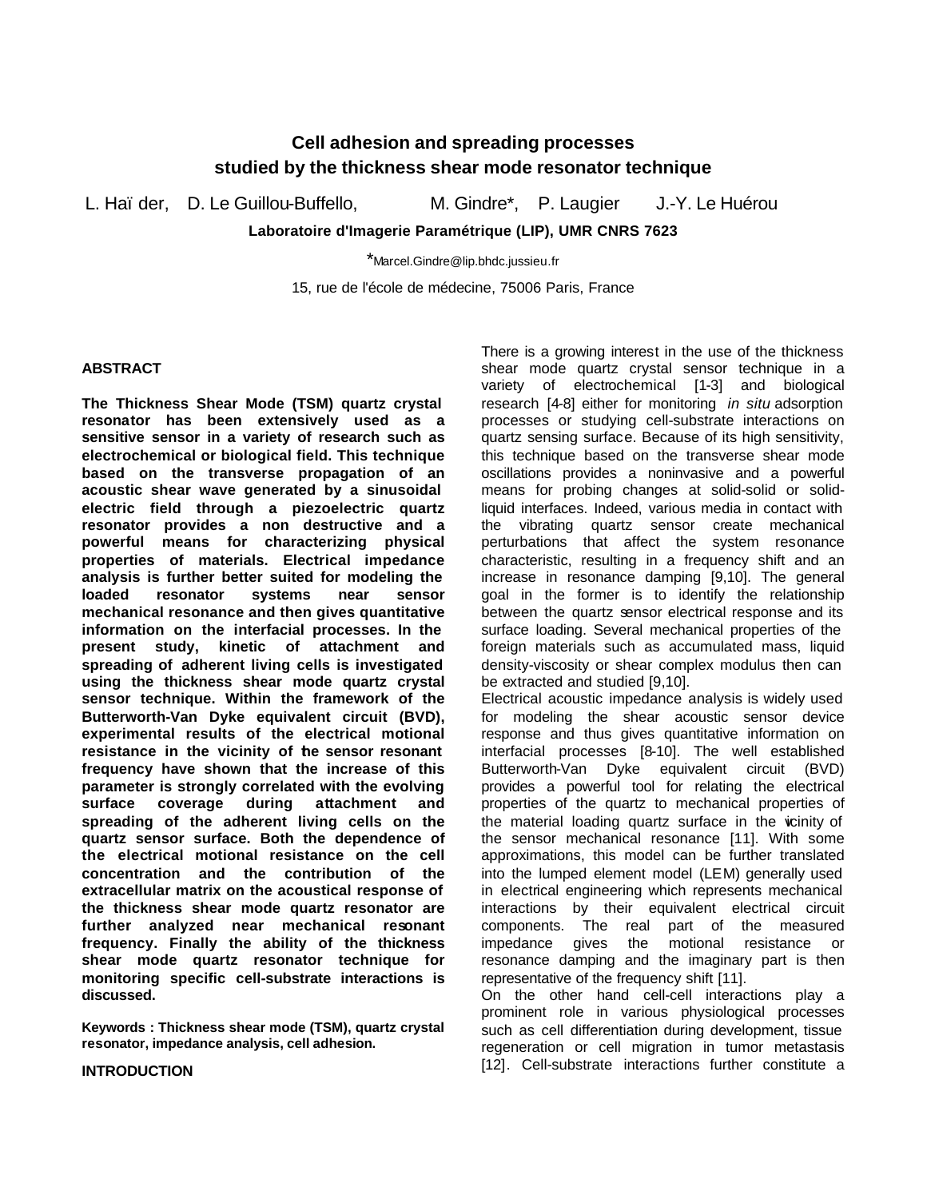# Cell adhesion and spreading processes studied by the thickness shear mode resonator technique

L. Haï der, D. Le Guillou-Buffello, M. Gindre*, P. Laugier J.-Y. Le Huérou

**Laboratoire d'Imagerie Paramétrique (LIP), UMR CNRS 7623**

*Marcel.Gindre@lip.bhdc.jussieu.fr

15, rue de l'école de médecine, 75006 Paris, France

## ABSTRACT

**The Thickness Shear Mode (TSM) quartz crystal resonator has been extensively used as a sensitive sensor in a variety of research such as electrochemical or biological field. This technique based on the transverse propagation of an acoustic shear wave generated by a sinusoidal electric field through a piezoelectric quartz resonator provides a non destructive and a powerful means for characterizing physical properties of materials. Electrical impedance analysis is further better suited for modeling the loaded resonator systems near sensor mechanical resonance and then gives quantitative information on the interfacial processes. In the present study, kinetic of attachment and spreading of adherent living cells is investigated using the thickness shear mode quartz crystal sensor technique. Within the framework of the Butterworth-Van Dyke equivalent circuit (BVD), experimental results of the electrical motional resistance in the vicinity of the sensor resonant frequency have shown that the increase of this parameter is strongly correlated with the evolving surface coverage during attachment and spreading of the adherent living cells on the quartz sensor surface. Both the dependence of the electrical motional resistance on the cell concentration and the contribution of the extracellular matrix on the acoustical response of the thickness shear mode quartz resonator are further analyzed near mechanical resonant frequency. Finally the ability of the thickness shear mode quartz resonator technique for monitoring specific cell-substrate interactions is discussed.**

**Keywords : Thickness shear mode (TSM), quartz crystal resonator, impedance analysis, cell adhesion.**

## INTRODUCTION

There is a growing interest in the use of the thickness shear mode quartz crystal sensor technique in a variety of electrochemical [1-3] and biological research [4-8] either for monitoring *in situ* adsorption processes or studying cell-substrate interactions on quartz sensing surface. Because of its high sensitivity, this technique based on the transverse shear mode oscillations provides a noninvasive and a powerful means for probing changes at solid-solid or solid-liquid interfaces. Indeed, various media in contact with the vibrating quartz sensor create mechanical perturbations that affect the system resonance characteristic, resulting in a frequency shift and an increase in resonance damping [9,10]. The general goal in the former is to identify the relationship between the quartz sensor electrical response and its surface loading. Several mechanical properties of the foreign materials such as accumulated mass, liquid density-viscosity or shear complex modulus then can be extracted and studied [9,10].

Electrical acoustic impedance analysis is widely used for modeling the shear acoustic sensor device response and thus gives quantitative information on interfacial processes [8-10]. The well established Butterworth-Van Dyke equivalent circuit (BVD) provides a powerful tool for relating the electrical properties of the quartz to mechanical properties of the material loading quartz surface in the vicinity of the sensor mechanical resonance [11]. With some approximations, this model can be further translated into the lumped element model (LEM) generally used in electrical engineering which represents mechanical interactions by their equivalent electrical circuit components. The real part of the measured impedance gives the motional resistance or resonance damping and the imaginary part is then representative of the frequency shift [11].

On the other hand cell-cell interactions play a prominent role in various physiological processes such as cell differentiation during development, tissue regeneration or cell migration in tumor metastasis [12]. Cell-substrate interactions further constitute a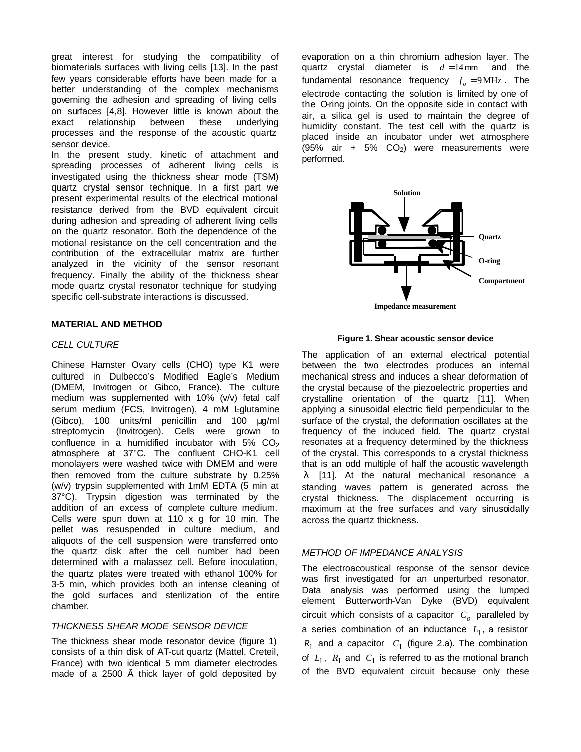great interest for studying the compatibility of biomaterials surfaces with living cells [13]. In the past few years considerable efforts have been made for a better understanding of the complex mechanisms governing the adhesion and spreading of living cells on surfaces [4,8]. However little is known about the exact relationship between these underlying processes and the response of the acoustic quartz sensor device.

In the present study, kinetic of attachment and spreading processes of adherent living cells is investigated using the thickness shear mode (TSM) quartz crystal sensor technique. In a first part we present experimental results of the electrical motional resistance derived from the BVD equivalent circuit during adhesion and spreading of adherent living cells on the quartz resonator. Both the dependence of the motional resistance on the cell concentration and the contribution of the extracellular matrix are further analyzed in the vicinity of the sensor resonant frequency. Finally the ability of the thickness shear mode quartz crystal resonator technique for studying specific cell-substrate interactions is discussed.

## MATERIAL AND METHOD

### *CELL CULTURE*

Chinese Hamster Ovary cells (CHO) type K1 were cultured in Dulbecco's Modified Eagle's Medium (DMEM, Invitrogen or Gibco, France). The culture medium was supplemented with 10% (v/v) fetal calf serum medium (FCS, Invitrogen), 4 mM L-glutamine (Gibco), 100 units/ml penicillin and 100 µg/ml streptomycin (Invitrogen). Cells were grown to confluence in a humidified incubator with 5% $CO_2$ atmosphere at 37°C. The confluent CHO-K1 cell monolayers were washed twice with DMEM and were then removed from the culture substrate by 0.25% (w/v) trypsin supplemented with 1mM EDTA (5 min at 37°C). Trypsin digestion was terminated by the addition of an excess of complete culture medium. Cells were spun down at 110 x g for 10 min. The pellet was resuspended in culture medium, and aliquots of the cell suspension were transferred onto the quartz disk after the cell number had been determined with a malassez cell. Before inoculation, the quartz plates were treated with ethanol 100% for 3-5 min, which provides both an intense cleaning of the gold surfaces and sterilization of the entire chamber.

### *THICKNESS SHEAR MODE SENSOR DEVICE*

The thickness shear mode resonator device (figure 1) consists of a thin disk of AT-cut quartz (Mattel, Creteil, France) with two identical 5 mm diameter electrodes made of a 2500 Å thick layer of gold deposited by evaporation on a thin chromium adhesion layer. The quartz crystal diameter is $d = 14\,\text{mm}$ and the fundamental resonance frequency $f_o = 9\,\text{MHz}$. The electrode contacting the solution is limited by one of the O-ring joints. On the opposite side in contact with air, a silica gel is used to maintain the degree of humidity constant. The test cell with the quartz is placed inside an incubator under wet atmosphere (95% air + 5% $CO_2$) were measurements were performed.

Solution

Quartz

O-ring

Compartment

Impedance measurement

**Figure 1. Shear acoustic sensor device**

The application of an external electrical potential between the two electrodes produces an internal mechanical stress and induces a shear deformation of the crystal because of the piezoelectric properties and crystalline orientation of the quartz [11]. When applying a sinusoidal electric field perpendicular to the surface of the crystal, the deformation oscillates at the frequency of the induced field. The quartz crystal resonates at a frequency determined by the thickness of the crystal. This corresponds to a crystal thickness that is an odd multiple of half the acoustic wavelength $\lambda$ [11]. At the natural mechanical resonance a standing waves pattern is generated across the crystal thickness. The displacement occurring is maximum at the free surfaces and vary sinusoidally across the quartz thickness.

### *METHOD OF IMPEDANCE ANALYSIS*

The electroacoustical response of the sensor device was first investigated for an unperturbed resonator. Data analysis was performed using the lumped element Butterworth-Van Dyke (BVD) equivalent circuit which consists of a capacitor $C_o$ paralleled by a series combination of an inductance $L_1$, a resistor $R_1$ and a capacitor $C_1$ (figure 2.a). The combination of $L_1$, $R_1$ and $C_1$ is referred to as the motional branch of the BVD equivalent circuit because only these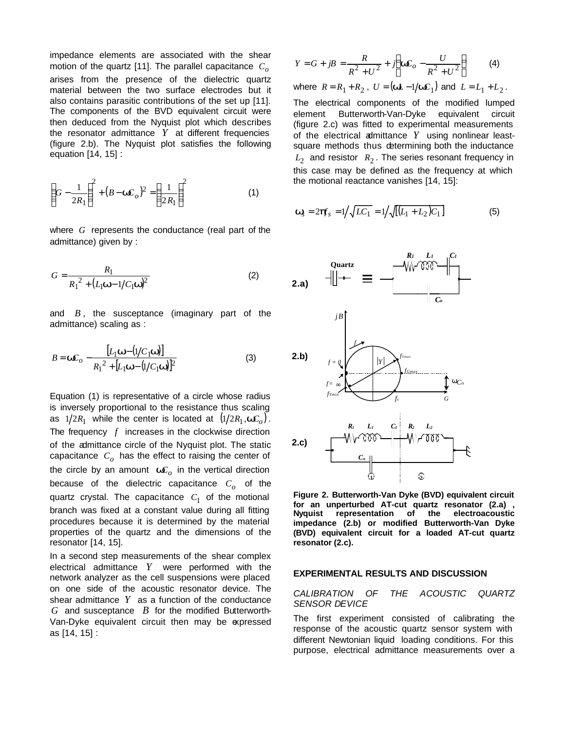impedance elements are associated with the shear motion of the quartz [11]. The parallel capacitance $C_o$ arises from the presence of the dielectric quartz material between the two surface electrodes but it also contains parasitic contributions of the set up [11]. The components of the BVD equivalent circuit were then deduced from the Nyquist plot which describes the resonator admittance $Y$ at different frequencies (figure 2.b). The Nyquist plot satisfies the following equation [14, 15] :

$$\left(G - \frac{1}{2R_1}\right)^2 + \left(B - \omega C_o\right)^2 = \left(\frac{1}{2R_1}\right)^2 \qquad (1)$$

where $G$ represents the conductance (real part of the admittance) given by :

$$G = \frac{R_1}{R_1{}^2 + \left(L_1\omega - 1/C_1\omega\right)^2} \qquad (2)$$

and $B$, the susceptance (imaginary part of the admittance) scaling as :

$$B = \omega C_o - \frac{\left[L_1\omega - \left(1/C_1\omega\right)\right]}{R_1{}^2 + \left[L_1\omega - \left(1/C_1\omega\right)\right]^2} \qquad (3)$$

Equation (1) is representative of a circle whose radius is inversely proportional to the resistance thus scaling as $1/2R_1$ while the center is located at $\left(1/2R_1, \omega C_o\right)$. The frequency $f$ increases in the clockwise direction of the admittance circle of the Nyquist plot. The static capacitance $C_o$ has the effect to raising the center of the circle by an amount $\omega C_o$ in the vertical direction because of the dielectric capacitance $C_o$ of the quartz crystal. The capacitance $C_1$ of the motional branch was fixed at a constant value during all fitting procedures because it is determined by the material properties of the quartz and the dimensions of the resonator [14, 15].

In a second step measurements of the shear complex electrical admittance $Y$ were performed with the network analyzer as the cell suspensions were placed on one side of the acoustic resonator device. The shear admittance $Y$ as a function of the conductance $G$ and susceptance $B$ for the modified Butterworth-Van-Dyke equivalent circuit then may be expressed as [14, 15] :

$$Y = G + jB = \frac{R}{R^2 + U^2} + j\left(\omega C_o - \frac{U}{R^2 + U^2}\right) \qquad (4)$$

where $R = R_1 + R_2$, $U = \left(\omega L - 1/\omega C_1\right)$ and $L = L_1 + L_2$.

The electrical components of the modified lumped element Butterworth-Van-Dyke equivalent circuit (figure 2.c) was fitted to experimental measurements of the electrical admittance $Y$ using nonlinear least-square methods thus determining both the inductance $L_2$ and resistor $R_2$. The series resonant frequency in this case may be defined as the frequency at which the motional reactance vanishes [14, 15]:

$$\omega_s = 2\pi f_s = 1/\sqrt{LC_1} = 1/\sqrt{\left[\left(L_1 + L_2\right)C_1\right]} \qquad (5)$$

**Figure 2. Butterworth-Van Dyke (BVD) equivalent circuit for an unperturbed AT-cut quartz resonator (2.a) , Nyquist representation of the electroacoustic impedance (2.b) or modified Butterworth-Van Dyke (BVD) equivalent circuit for a loaded AT-cut quartz resonator (2.c).**

## EXPERIMENTAL RESULTS AND DISCUSSION

### *CALIBRATION OF THE ACOUSTIC QUARTZ SENSOR DEVICE*

The first experiment consisted of calibrating the response of the acoustic quartz sensor system with different Newtonian liquid loading conditions. For this purpose, electrical admittance measurements over a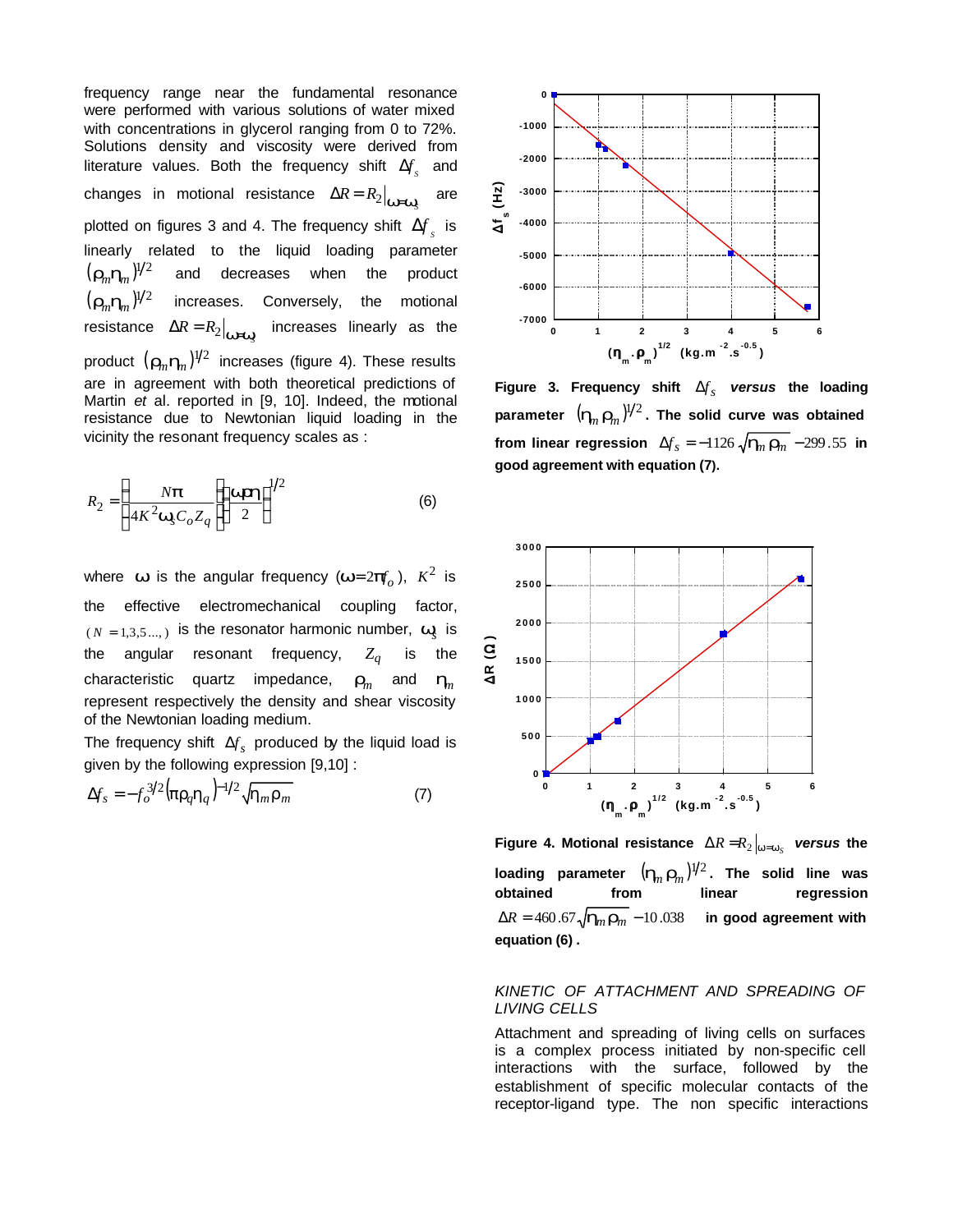frequency range near the fundamental resonance were performed with various solutions of water mixed with concentrations in glycerol ranging from 0 to 72%. Solutions density and viscosity were derived from literature values. Both the frequency shift $\Delta f_s$ and changes in motional resistance $\Delta R = R_2\big|_{\omega=\omega_s}$ are plotted on figures 3 and 4. The frequency shift $\Delta f_s$ is linearly related to the liquid loading parameter $(\rho_m \eta_m)^{1/2}$ and decreases when the product $(\rho_m \eta_m)^{1/2}$ increases. Conversely, the motional resistance $\Delta R = R_2\big|_{\omega=\omega_s}$ increases linearly as the product $(\rho_m \eta_m)^{1/2}$ increases (figure 4). These results are in agreement with both theoretical predictions of Martin *et* al. reported in [9, 10]. Indeed, the motional resistance due to Newtonian liquid loading in the vicinity the resonant frequency scales as :

$$R_2 = \left(\frac{N\pi}{4K^2 \omega_s C_o Z_q}\right)\left(\frac{\omega\rho\eta}{2}\right)^{1/2} \qquad (6)$$

where $\omega$ is the angular frequency ($\omega = 2\pi f_o$), $K^2$ is the effective electromechanical coupling factor, $(N = 1,3,5 \ldots,)$ is the resonator harmonic number, $\omega_s$ is the angular resonant frequency, $Z_q$ is the characteristic quartz impedance, $\rho_m$ and $\eta_m$ represent respectively the density and shear viscosity of the Newtonian loading medium.

The frequency shift $\Delta f_s$ produced by the liquid load is given by the following expression [9,10] :

$$\Delta f_s = -f_o^{3/2}\left(\pi\rho_q \eta_q\right)^{-1/2}\sqrt{\eta_m \rho_m} \qquad (7)$$

**Figure 3. Frequency shift $\Delta f_s$ *versus* the loading parameter $(\eta_m \rho_m)^{1/2}$. The solid curve was obtained from linear regression $\Delta f_s = -1126\sqrt{\eta_m \rho_m} - 299.55$ in good agreement with equation (7).**

**Figure 4. Motional resistance $\Delta R = R_2\big|_{\omega=\omega_s}$ *versus* the loading parameter $(\eta_m \rho_m)^{1/2}$. The solid line was obtained from linear regression $\Delta R = 460.67\sqrt{\eta_m \rho_m} - 10.038$ in good agreement with equation (6) .**

## *KINETIC OF ATTACHMENT AND SPREADING OF LIVING CELLS*

Attachment and spreading of living cells on surfaces is a complex process initiated by non-specific cell interactions with the surface, followed by the establishment of specific molecular contacts of the receptor-ligand type. The non specific interactions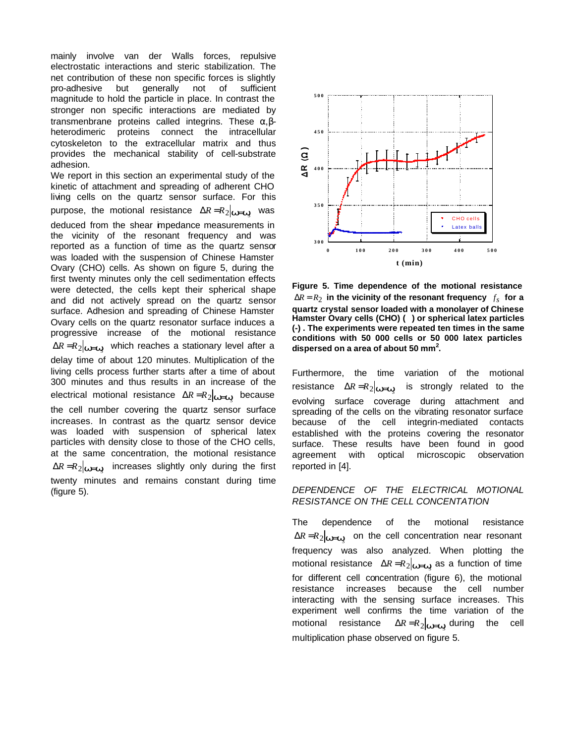mainly involve van der Walls forces, repulsive electrostatic interactions and steric stabilization. The net contribution of these non specific forces is slightly pro-adhesive but generally not of sufficient magnitude to hold the particle in place. In contrast the stronger non specific interactions are mediated by transmenbrane proteins called integrins. These α,β-heterodimeric proteins connect the intracellular cytoskeleton to the extracellular matrix and thus provides the mechanical stability of cell-substrate adhesion.

We report in this section an experimental study of the kinetic of attachment and spreading of adherent CHO living cells on the quartz sensor surface. For this purpose, the motional resistance $\Delta R = R_2|_{\omega=\omega_s}$ was deduced from the shear impedance measurements in the vicinity of the resonant frequency and was reported as a function of time as the quartz sensor was loaded with the suspension of Chinese Hamster Ovary (CHO) cells. As shown on figure 5, during the first twenty minutes only the cell sedimentation effects were detected, the cells kept their spherical shape and did not actively spread on the quartz sensor surface. Adhesion and spreading of Chinese Hamster Ovary cells on the quartz resonator surface induces a progressive increase of the motional resistance $\Delta R = R_2|_{\omega=\omega_s}$ which reaches a stationary level after a delay time of about 120 minutes. Multiplication of the living cells process further starts after a time of about 300 minutes and thus results in an increase of the electrical motional resistance $\Delta R = R_2|_{\omega=\omega_s}$ because the cell number covering the quartz sensor surface increases. In contrast as the quartz sensor device was loaded with suspension of spherical latex particles with density close to those of the CHO cells, at the same concentration, the motional resistance $\Delta R = R_2|_{\omega=\omega_s}$ increases slightly only during the first twenty minutes and remains constant during time (figure 5).

**Figure 5. Time dependence of the motional resistance $\Delta R = R_2$ in the vicinity of the resonant frequency $f_s$ for a quartz crystal sensor loaded with a monolayer of Chinese Hamster Ovary cells (CHO) ( ) or spherical latex particles (-) . The experiments were repeated ten times in the same conditions with 50 000 cells or 50 000 latex particles dispersed on a area of about 50 mm$^2$.**

Furthermore, the time variation of the motional resistance $\Delta R = R_2|_{\omega=\omega_s}$ is strongly related to the evolving surface coverage during attachment and spreading of the cells on the vibrating resonator surface because of the cell integrin-mediated contacts established with the proteins covering the resonator surface. These results have been found in good agreement with optical microscopic observation reported in [4].

*DEPENDENCE OF THE ELECTRICAL MOTIONAL RESISTANCE ON THE CELL CONCENTRATION*

The dependence of the motional resistance $\Delta R = R_2|_{\omega=\omega_s}$ on the cell concentration near resonant frequency was also analyzed. When plotting the motional resistance $\Delta R = R_2|_{\omega=\omega_s}$ as a function of time for different cell concentration (figure 6), the motional resistance increases because the cell number interacting with the sensing surface increases. This experiment well confirms the time variation of the motional resistance $\Delta R = R_2|_{\omega=\omega_s}$ during the cell multiplication phase observed on figure 5.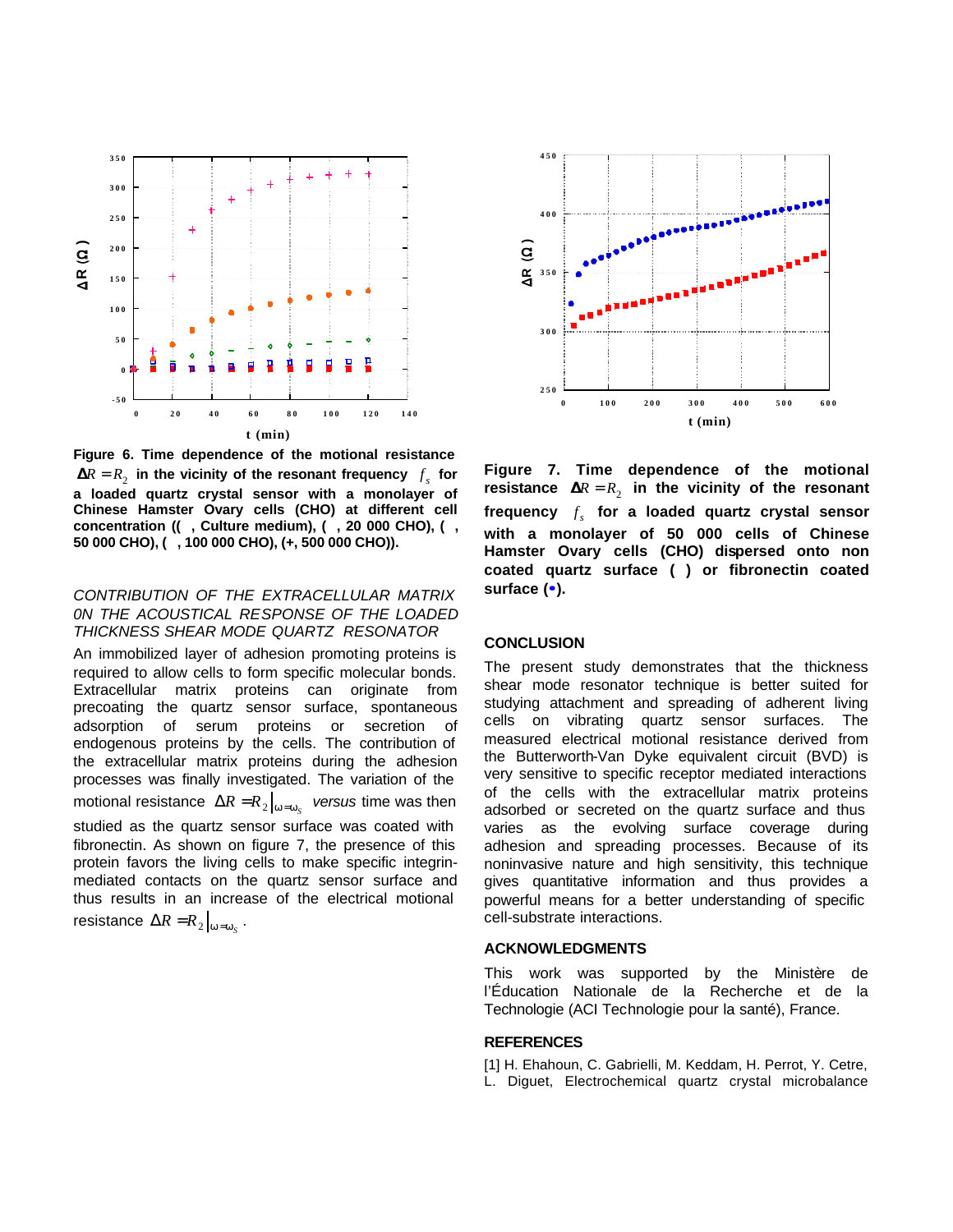**Figure 6. Time dependence of the motional resistance $\Delta R = R_2$ in the vicinity of the resonant frequency $f_s$ for a loaded quartz crystal sensor with a monolayer of Chinese Hamster Ovary cells (CHO) at different cell concentration (( , Culture medium), ( , 20 000 CHO), ( , 50 000 CHO), ( , 100 000 CHO), (+, 500 000 CHO)).**

*CONTRIBUTION OF THE EXTRACELLULAR MATRIX 0N THE ACOUSTICAL RESPONSE OF THE LOADED THICKNESS SHEAR MODE QUARTZ RESONATOR*

An immobilized layer of adhesion promoting proteins is required to allow cells to form specific molecular bonds. Extracellular matrix proteins can originate from precoating the quartz sensor surface, spontaneous adsorption of serum proteins or secretion of endogenous proteins by the cells. The contribution of the extracellular matrix proteins during the adhesion processes was finally investigated. The variation of the motional resistance $\Delta R = R_2\big|_{\omega=\omega_S}$ *versus* time was then studied as the quartz sensor surface was coated with fibronectin. As shown on figure 7, the presence of this protein favors the living cells to make specific integrin-mediated contacts on the quartz sensor surface and thus results in an increase of the electrical motional resistance $\Delta R = R_2\big|_{\omega=\omega_S}$.

**Figure 7. Time dependence of the motional resistance $\Delta R = R_2$ in the vicinity of the resonant frequency $f_s$ for a loaded quartz crystal sensor with a monolayer of 50 000 cells of Chinese Hamster Ovary cells (CHO) dispersed onto non coated quartz surface ( ) or fibronectin coated surface (•).**

## CONCLUSION

The present study demonstrates that the thickness shear mode resonator technique is better suited for studying attachment and spreading of adherent living cells on vibrating quartz sensor surfaces. The measured electrical motional resistance derived from the Butterworth-Van Dyke equivalent circuit (BVD) is very sensitive to specific receptor mediated interactions of the cells with the extracellular matrix proteins adsorbed or secreted on the quartz surface and thus varies as the evolving surface coverage during adhesion and spreading processes. Because of its noninvasive nature and high sensitivity, this technique gives quantitative information and thus provides a powerful means for a better understanding of specific cell-substrate interactions.

## ACKNOWLEDGMENTS

This work was supported by the Ministère de l'Éducation Nationale de la Recherche et de la Technologie (ACI Technologie pour la santé), France.

## REFERENCES

[1] H. Ehahoun, C. Gabrielli, M. Keddam, H. Perrot, Y. Cetre, L. Diguet, Electrochemical quartz crystal microbalance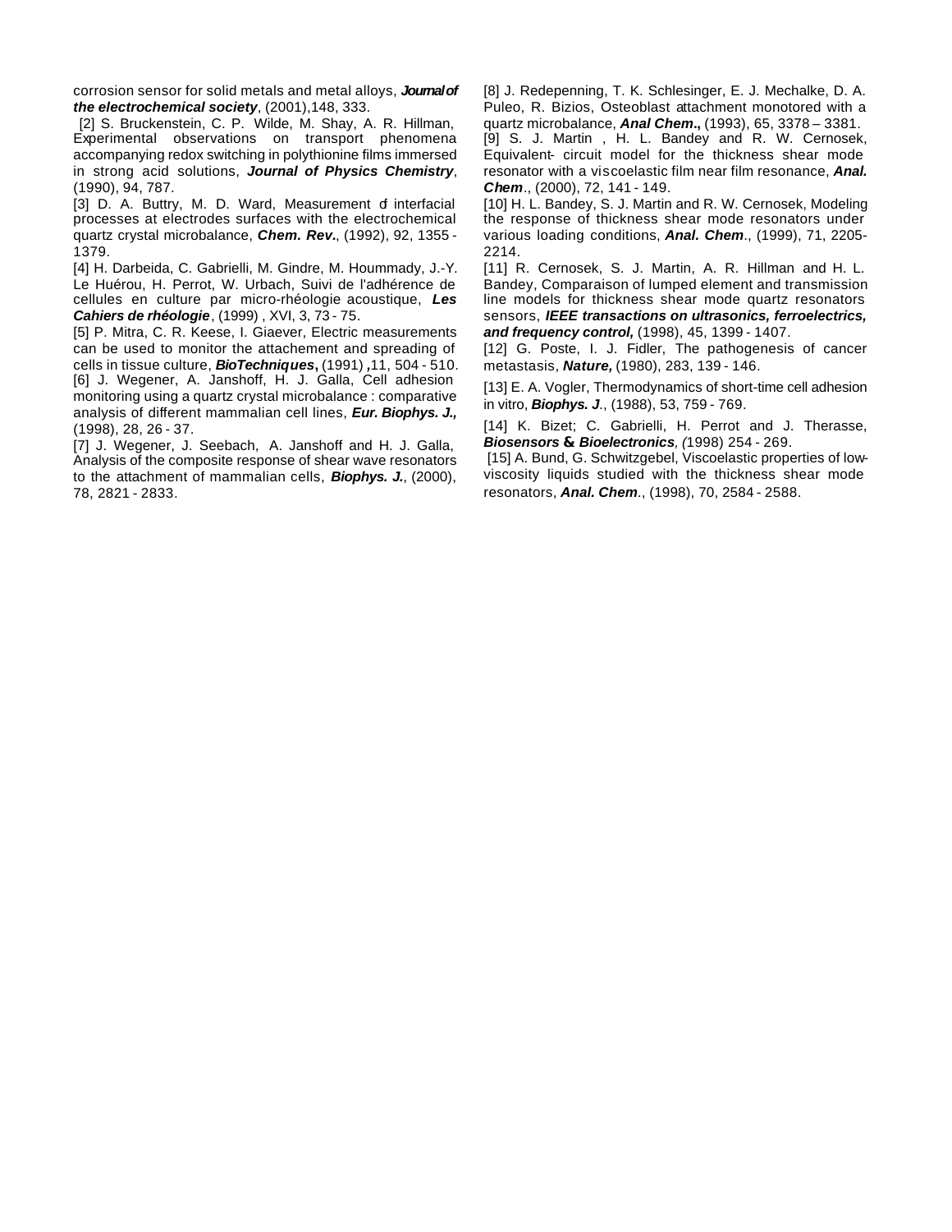corrosion sensor for solid metals and metal alloys, ***Journal of the electrochemical society***, (2001),148, 333.

[2] S. Bruckenstein, C. P. Wilde, M. Shay, A. R. Hillman, Experimental observations on transport phenomena accompanying redox switching in polythionine films immersed in strong acid solutions, ***Journal of Physics Chemistry***, (1990), 94, 787.

[3] D. A. Buttry, M. D. Ward, Measurement of interfacial processes at electrodes surfaces with the electrochemical quartz crystal microbalance, ***Chem. Rev.***, (1992), 92, 1355 - 1379.

[4] H. Darbeida, C. Gabrielli, M. Gindre, M. Hoummady, J.-Y. Le Huérou, H. Perrot, W. Urbach, Suivi de l'adhérence de cellules en culture par micro-rhéologie acoustique, ***Les Cahiers de rhéologie***, (1999) , XVI, 3, 73 - 75.

[5] P. Mitra, C. R. Keese, I. Giaever, Electric measurements can be used to monitor the attachement and spreading of cells in tissue culture, ***BioTechniques***, (1991) ,11, 504 - 510.

[6] J. Wegener, A. Janshoff, H. J. Galla, Cell adhesion monitoring using a quartz crystal microbalance : comparative analysis of different mammalian cell lines, ***Eur. Biophys. J.,*** (1998), 28, 26 - 37.

[7] J. Wegener, J. Seebach, A. Janshoff and H. J. Galla, Analysis of the composite response of shear wave resonators to the attachment of mammalian cells, ***Biophys. J.***, (2000), 78, 2821 - 2833.

[8] J. Redepenning, T. K. Schlesinger, E. J. Mechalke, D. A. Puleo, R. Bizios, Osteoblast attachment monotored with a quartz microbalance, ***Anal Chem.***, (1993), 65, 3378 – 3381.

[9] S. J. Martin , H. L. Bandey and R. W. Cernosek, Equivalent- circuit model for the thickness shear mode resonator with a viscoelastic film near film resonance, ***Anal. Chem***., (2000), 72, 141 - 149.

[10] H. L. Bandey, S. J. Martin and R. W. Cernosek, Modeling the response of thickness shear mode resonators under various loading conditions, ***Anal. Chem***., (1999), 71, 2205- 2214.

[11] R. Cernosek, S. J. Martin, A. R. Hillman and H. L. Bandey, Comparaison of lumped element and transmission line models for thickness shear mode quartz resonators sensors, ***IEEE transactions on ultrasonics, ferroelectrics, and frequency control,*** (1998), 45, 1399 - 1407.

[12] G. Poste, I. J. Fidler, The pathogenesis of cancer metastasis, ***Nature,*** (1980), 283, 139 - 146.

[13] E. A. Vogler, Thermodynamics of short-time cell adhesion in vitro, ***Biophys. J***., (1988), 53, 759 - 769.

[14] K. Bizet; C. Gabrielli, H. Perrot and J. Therasse, ***Biosensors & Bioelectronics***, (1998) 254 - 269.

[15] A. Bund, G. Schwitzgebel, Viscoelastic properties of low-viscosity liquids studied with the thickness shear mode resonators, ***Anal. Chem***., (1998), 70, 2584 - 2588.